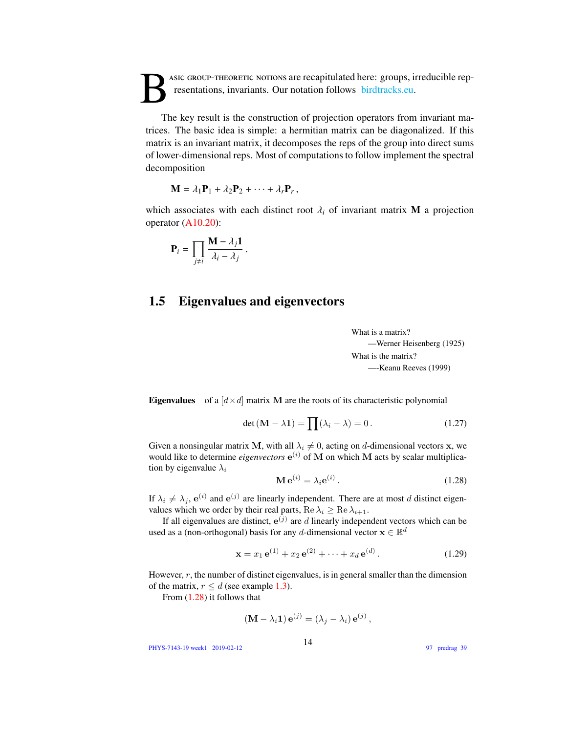**B**ASIC GROUP-THEORETIC NOTIONS are recapitulated here: groups, irreducible representations, invariants. Our notation follows birdtracks.eu.

The key result is the construction of projection operators from invariant matrices. The basic idea is simple: a hermitian matrix can be diagonalized. If this matrix is an invariant matrix, it decomposes the reps of the group into direct sums of lower-dimensional reps. Most of computations to follow implement the spectral decomposition

$$\mathbf{M} = \lambda_1 \mathbf{P}_1 + \lambda_2 \mathbf{P}_2 + \cdots + \lambda_r \mathbf{P}_r \,,$$

which associates with each distinct root $\lambda_i$ of invariant matrix $\mathbf{M}$ a projection operator (A10.20):

$$\mathbf{P}_i = \prod_{j \neq i} \frac{\mathbf{M} - \lambda_j \mathbf{1}}{\lambda_i - \lambda_j} \,.$$

## 1.5 Eigenvalues and eigenvectors

What is a matrix?
—Werner Heisenberg (1925)

What is the matrix?
—-Keanu Reeves (1999)

**Eigenvalues** of a $[d \times d]$ matrix $\mathbf{M}$ are the roots of its characteristic polynomial

$$\det(\mathbf{M} - \lambda \mathbf{1}) = \prod (\lambda_i - \lambda) = 0 \,. \tag{1.27}$$

Given a nonsingular matrix $\mathbf{M}$, with all $\lambda_i \neq 0$, acting on $d$-dimensional vectors $\mathbf{x}$, we would like to determine *eigenvectors* $\mathbf{e}^{(i)}$ of $\mathbf{M}$ on which $\mathbf{M}$ acts by scalar multiplication by eigenvalue $\lambda_i$

$$\mathbf{M}\,\mathbf{e}^{(i)} = \lambda_i \mathbf{e}^{(i)} \,. \tag{1.28}$$

If $\lambda_i \neq \lambda_j$, $\mathbf{e}^{(i)}$ and $\mathbf{e}^{(j)}$ are linearly independent. There are at most $d$ distinct eigenvalues which we order by their real parts, $\mathrm{Re}\,\lambda_i \geq \mathrm{Re}\,\lambda_{i+1}$.

If all eigenvalues are distinct, $\mathbf{e}^{(j)}$ are $d$ linearly independent vectors which can be used as a (non-orthogonal) basis for any $d$-dimensional vector $\mathbf{x} \in \mathbb{R}^d$

$$\mathbf{x} = x_1\,\mathbf{e}^{(1)} + x_2\,\mathbf{e}^{(2)} + \cdots + x_d\,\mathbf{e}^{(d)} \,. \tag{1.29}$$

However, $r$, the number of distinct eigenvalues, is in general smaller than the dimension of the matrix, $r \leq d$ (see example 1.3).

From (1.28) it follows that

$$(\mathbf{M} - \lambda_i \mathbf{1})\,\mathbf{e}^{(j)} = (\lambda_j - \lambda_i)\,\mathbf{e}^{(j)} \,,$$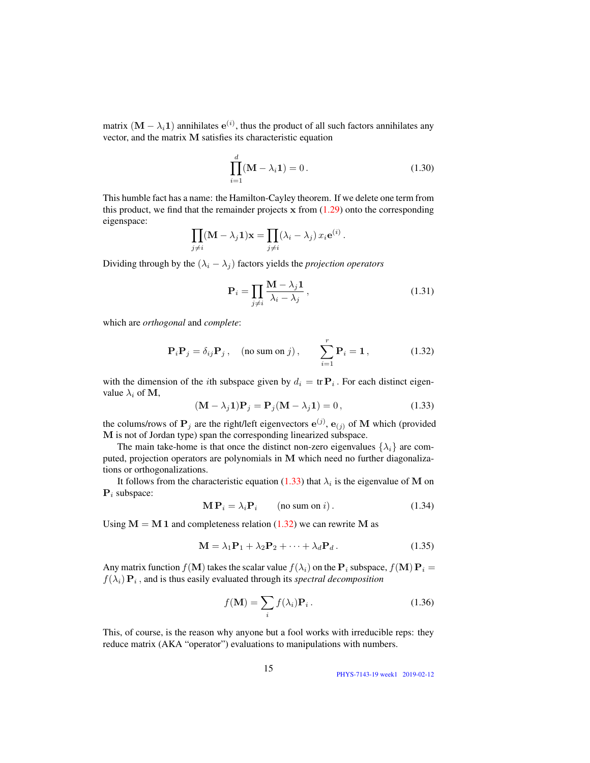matrix $(\mathbf{M} - \lambda_i \mathbf{1})$ annihilates $\mathbf{e}^{(i)}$, thus the product of all such factors annihilates any vector, and the matrix $\mathbf{M}$ satisfies its characteristic equation

$$\prod_{i=1}^{d} (\mathbf{M} - \lambda_i \mathbf{1}) = 0 \,. \tag{1.30}$$

This humble fact has a name: the Hamilton-Cayley theorem. If we delete one term from this product, we find that the remainder projects $\mathbf{x}$ from (1.29) onto the corresponding eigenspace:

$$\prod_{j \neq i} (\mathbf{M} - \lambda_j \mathbf{1}) \mathbf{x} = \prod_{j \neq i} (\lambda_i - \lambda_j) \, x_i \mathbf{e}^{(i)} \,.$$

Dividing through by the $(\lambda_i - \lambda_j)$ factors yields the *projection operators*

$$\mathbf{P}_i = \prod_{j \neq i} \frac{\mathbf{M} - \lambda_j \mathbf{1}}{\lambda_i - \lambda_j} \,, \tag{1.31}$$

which are *orthogonal* and *complete*:

$$\mathbf{P}_i \mathbf{P}_j = \delta_{ij} \mathbf{P}_j \,, \quad (\text{no sum on } j) \,, \qquad \sum_{i=1}^{r} \mathbf{P}_i = \mathbf{1} \,, \tag{1.32}$$

with the dimension of the $i$th subspace given by $d_i = \operatorname{tr} \mathbf{P}_i$ . For each distinct eigenvalue $\lambda_i$ of $\mathbf{M}$,

$$(\mathbf{M} - \lambda_j \mathbf{1}) \mathbf{P}_j = \mathbf{P}_j (\mathbf{M} - \lambda_j \mathbf{1}) = 0 \,, \tag{1.33}$$

the colums/rows of $\mathbf{P}_j$ are the right/left eigenvectors $\mathbf{e}^{(j)}$, $\mathbf{e}_{(j)}$ of $\mathbf{M}$ which (provided $\mathbf{M}$ is not of Jordan type) span the corresponding linearized subspace.

The main take-home is that once the distinct non-zero eigenvalues $\{\lambda_i\}$ are computed, projection operators are polynomials in $\mathbf{M}$ which need no further diagonalizations or orthogonalizations.

It follows from the characteristic equation (1.33) that $\lambda_i$ is the eigenvalue of $\mathbf{M}$ on $\mathbf{P}_i$ subspace:

$$\mathbf{M} \, \mathbf{P}_i = \lambda_i \mathbf{P}_i \qquad (\text{no sum on } i) \,. \tag{1.34}$$

Using $\mathbf{M} = \mathbf{M} \, \mathbf{1}$ and completeness relation (1.32) we can rewrite $\mathbf{M}$ as

$$\mathbf{M} = \lambda_1 \mathbf{P}_1 + \lambda_2 \mathbf{P}_2 + \cdots + \lambda_d \mathbf{P}_d \,. \tag{1.35}$$

Any matrix function $f(\mathbf{M})$ takes the scalar value $f(\lambda_i)$ on the $\mathbf{P}_i$ subspace, $f(\mathbf{M}) \, \mathbf{P}_i = f(\lambda_i) \, \mathbf{P}_i$ , and is thus easily evaluated through its *spectral decomposition*

$$f(\mathbf{M}) = \sum_i f(\lambda_i) \mathbf{P}_i \,. \tag{1.36}$$

This, of course, is the reason why anyone but a fool works with irreducible reps: they reduce matrix (AKA "operator") evaluations to manipulations with numbers.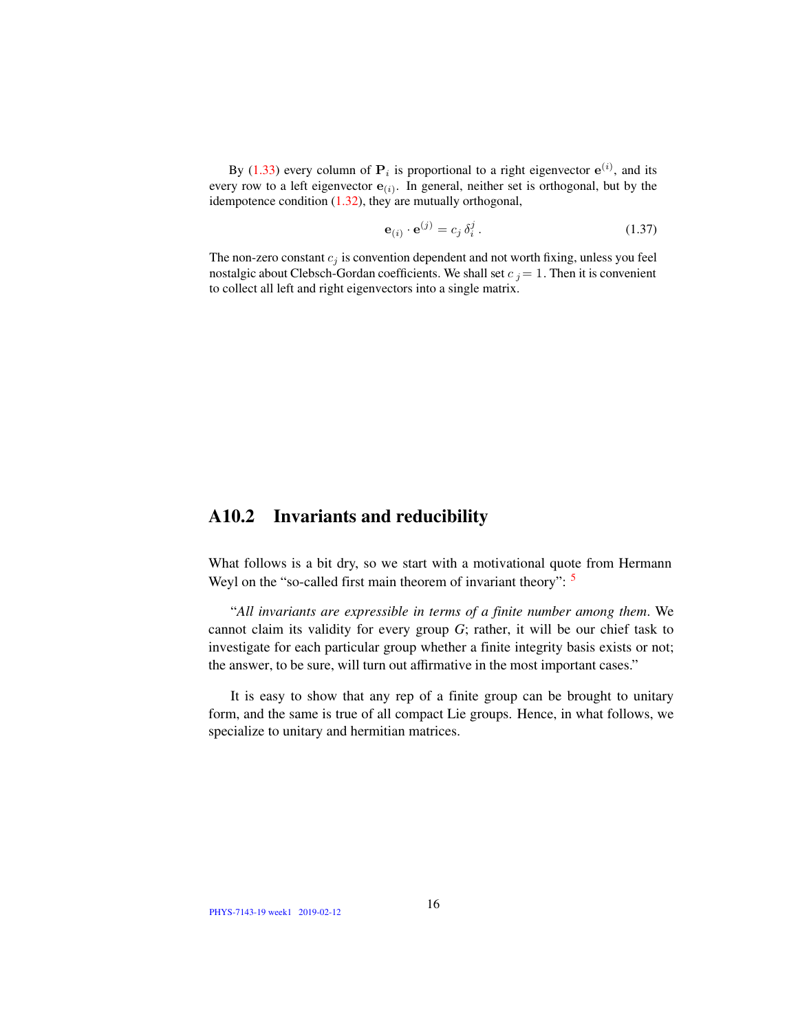By (1.33) every column of $\mathbf{P}_i$ is proportional to a right eigenvector $\mathbf{e}^{(i)}$, and its every row to a left eigenvector $\mathbf{e}_{(i)}$. In general, neither set is orthogonal, but by the idempotence condition (1.32), they are mutually orthogonal,

$$\mathbf{e}_{(i)} \cdot \mathbf{e}^{(j)} = c_j \, \delta_i^j \, . \tag{1.37}$$

The non-zero constant $c_j$ is convention dependent and not worth fixing, unless you feel nostalgic about Clebsch-Gordan coefficients. We shall set $c_j = 1$. Then it is convenient to collect all left and right eigenvectors into a single matrix.

## A10.2 Invariants and reducibility

What follows is a bit dry, so we start with a motivational quote from Hermann Weyl on the "so-called first main theorem of invariant theory": [5]

"*All invariants are expressible in terms of a finite number among them*. We cannot claim its validity for every group *G*; rather, it will be our chief task to investigate for each particular group whether a finite integrity basis exists or not; the answer, to be sure, will turn out affirmative in the most important cases."

It is easy to show that any rep of a finite group can be brought to unitary form, and the same is true of all compact Lie groups. Hence, in what follows, we specialize to unitary and hermitian matrices.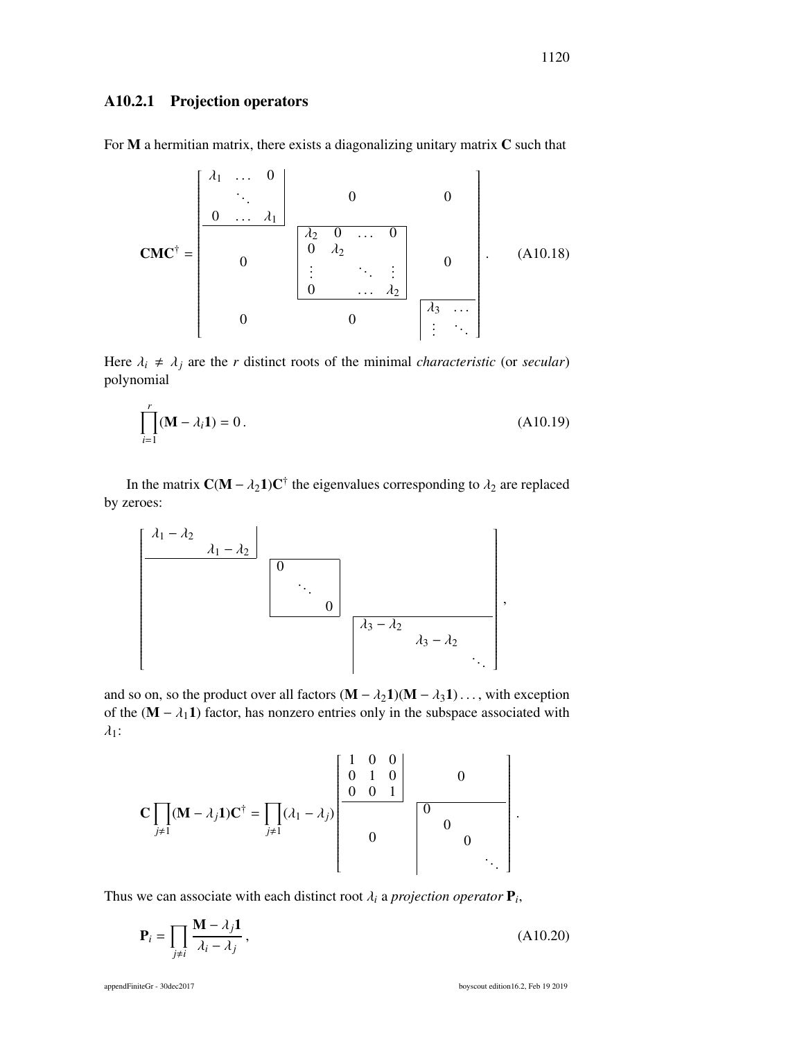### A10.2.1 Projection operators

For $\mathbf{M}$ a hermitian matrix, there exists a diagonalizing unitary matrix $\mathbf{C}$ such that

$$
\mathbf{C}\mathbf{M}\mathbf{C}^\dagger = \left[\begin{array}{ccc|cccc|cc}
\lambda_1 & \dots & 0 & & & & & & \\
 & \ddots & & & 0 & & & 0 & \\
0 & \dots & \lambda_1 & & & & & & \\
\hline
 & & & \lambda_2 & 0 & \dots & 0 & & \\
 & 0 & & 0 & \lambda_2 & & & 0 & \\
 & & & \vdots & & \ddots & \vdots & & \\
 & & & 0 & & \dots & \lambda_2 & & \\
\hline
 & 0 & & & 0 & & & \lambda_3 & \dots \\
 & & & & & & & \vdots & \ddots
\end{array}\right] . \tag{A10.18}
$$

Here $\lambda_i \neq \lambda_j$ are the $r$ distinct roots of the minimal *characteristic* (or *secular*) polynomial

$$
\prod_{i=1}^{r} (\mathbf{M} - \lambda_i \mathbf{1}) = 0 . \tag{A10.19}
$$

In the matrix $\mathbf{C}(\mathbf{M} - \lambda_2 \mathbf{1})\mathbf{C}^\dagger$ the eigenvalues corresponding to $\lambda_2$ are replaced by zeroes:

$$
\left[\begin{array}{cc|ccc|ccc}
\lambda_1 - \lambda_2 & & & & & & & \\
 & \lambda_1 - \lambda_2 & & & & & & \\
\hline
 & & 0 & & & & & \\
 & & & \ddots & & & & \\
 & & & & 0 & & & \\
\hline
 & & & & & \lambda_3 - \lambda_2 & & \\
 & & & & & & \lambda_3 - \lambda_2 & \\
 & & & & & & & \ddots
\end{array}\right] ,
$$

and so on, so the product over all factors $(\mathbf{M} - \lambda_2 \mathbf{1})(\mathbf{M} - \lambda_3 \mathbf{1}) \dots$, with exception of the $(\mathbf{M} - \lambda_1 \mathbf{1})$ factor, has nonzero entries only in the subspace associated with $\lambda_1$:

$$
\mathbf{C} \prod_{j \neq 1} (\mathbf{M} - \lambda_j \mathbf{1}) \mathbf{C}^\dagger = \prod_{j \neq 1} (\lambda_1 - \lambda_j) \left[\begin{array}{ccc|cccc}
1 & 0 & 0 & & & & \\
0 & 1 & 0 & & 0 & & \\
0 & 0 & 1 & & & & \\
\hline
 & & & 0 & & & \\
 & 0 & & & 0 & & \\
 & & & & & 0 & \\
 & & & & & & \ddots
\end{array}\right] .
$$

Thus we can associate with each distinct root $\lambda_i$ a *projection operator* $\mathbf{P}_i$,

$$
\mathbf{P}_i = \prod_{j \neq i} \frac{\mathbf{M} - \lambda_j \mathbf{1}}{\lambda_i - \lambda_j} , \tag{A10.20}
$$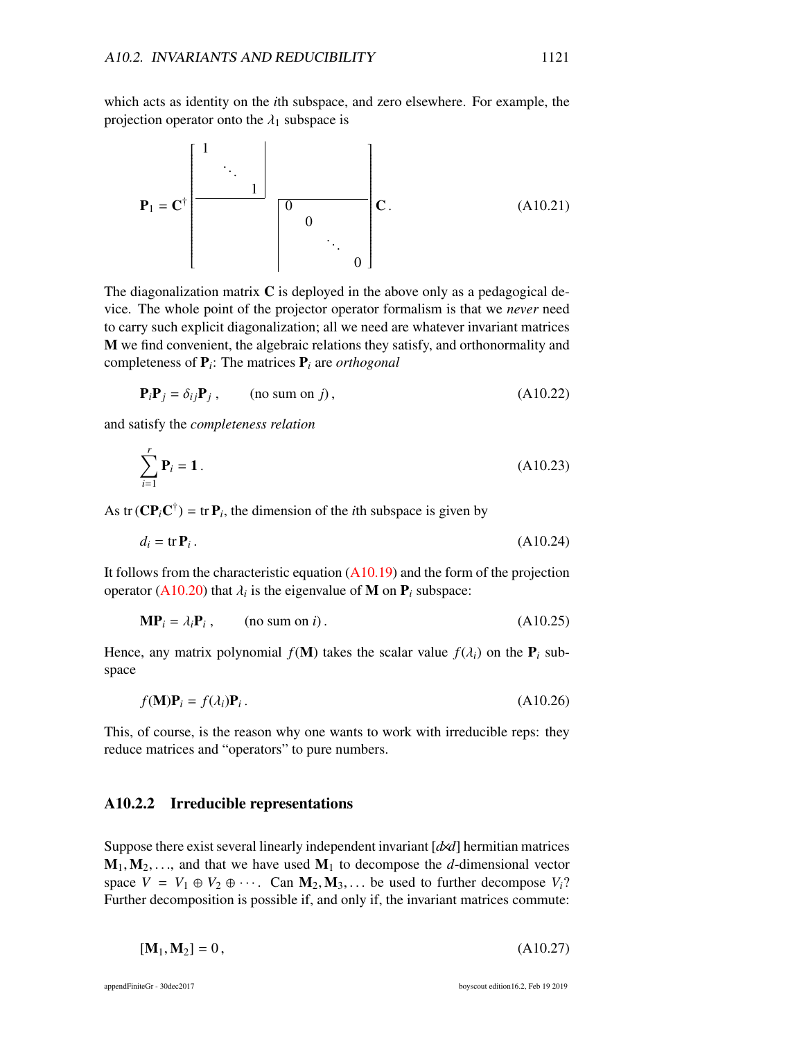which acts as identity on the $i$th subspace, and zero elsewhere. For example, the projection operator onto the $\lambda_1$ subspace is

$$
\mathbf{P}_1 = \mathbf{C}^\dagger \left[ \begin{array}{ccc|ccc} 1 & & & & & \\ & \ddots & & & & \\ & & 1 & & & \\ \hline & & & 0 & & \\ & & & & 0 & \\ & & & & & \ddots \\ & & & & & & 0 \end{array} \right] \mathbf{C} \,. \tag{A10.21}
$$

The diagonalization matrix $\mathbf{C}$ is deployed in the above only as a pedagogical device. The whole point of the projector operator formalism is that we *never* need to carry such explicit diagonalization; all we need are whatever invariant matrices $\mathbf{M}$ we find convenient, the algebraic relations they satisfy, and orthonormality and completeness of $\mathbf{P}_i$: The matrices $\mathbf{P}_i$ are *orthogonal*

$$
\mathbf{P}_i \mathbf{P}_j = \delta_{ij} \mathbf{P}_j \,, \qquad \text{(no sum on } j) \,, \tag{A10.22}
$$

and satisfy the *completeness relation*

$$
\sum_{i=1}^{r} \mathbf{P}_i = \mathbf{1} \,. \tag{A10.23}
$$

As $\operatorname{tr}(\mathbf{C}\mathbf{P}_i\mathbf{C}^\dagger) = \operatorname{tr}\mathbf{P}_i$, the dimension of the $i$th subspace is given by

$$
d_i = \operatorname{tr}\mathbf{P}_i \,. \tag{A10.24}
$$

It follows from the characteristic equation (A10.19) and the form of the projection operator (A10.20) that $\lambda_i$ is the eigenvalue of $\mathbf{M}$ on $\mathbf{P}_i$ subspace:

$$
\mathbf{M}\mathbf{P}_i = \lambda_i \mathbf{P}_i \,, \qquad \text{(no sum on } i) \,. \tag{A10.25}
$$

Hence, any matrix polynomial $f(\mathbf{M})$ takes the scalar value $f(\lambda_i)$ on the $\mathbf{P}_i$ subspace

$$
f(\mathbf{M})\mathbf{P}_i = f(\lambda_i)\mathbf{P}_i \,. \tag{A10.26}
$$

This, of course, is the reason why one wants to work with irreducible reps: they reduce matrices and "operators" to pure numbers.

### A10.2.2 Irreducible representations

Suppose there exist several linearly independent invariant $[d\times d]$ hermitian matrices $\mathbf{M}_1, \mathbf{M}_2, \ldots$, and that we have used $\mathbf{M}_1$ to decompose the $d$-dimensional vector space $V = V_1 \oplus V_2 \oplus \cdots$. Can $\mathbf{M}_2, \mathbf{M}_3, \ldots$ be used to further decompose $V_i$? Further decomposition is possible if, and only if, the invariant matrices commute:

$$
[\mathbf{M}_1, \mathbf{M}_2] = 0 \,, \tag{A10.27}
$$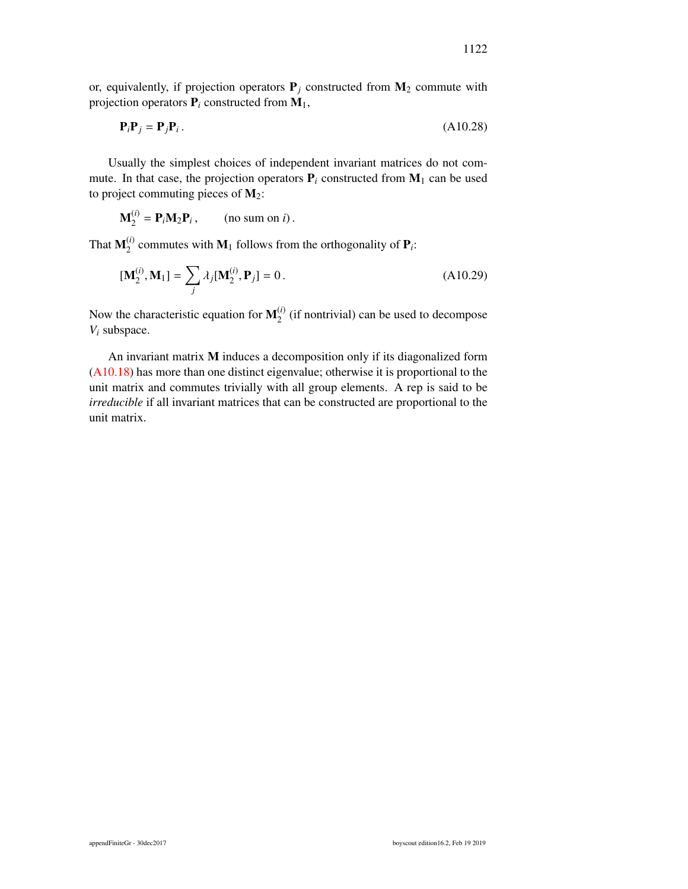or, equivalently, if projection operators $\mathbf{P}_j$ constructed from $\mathbf{M}_2$ commute with projection operators $\mathbf{P}_i$ constructed from $\mathbf{M}_1$,

$$\mathbf{P}_i \mathbf{P}_j = \mathbf{P}_j \mathbf{P}_i \,. \tag{A10.28}$$

Usually the simplest choices of independent invariant matrices do not commute. In that case, the projection operators $\mathbf{P}_i$ constructed from $\mathbf{M}_1$ can be used to project commuting pieces of $\mathbf{M}_2$:

$$\mathbf{M}_2^{(i)} = \mathbf{P}_i \mathbf{M}_2 \mathbf{P}_i \,, \qquad \text{(no sum on } i\text{)} \,.$$

That $\mathbf{M}_2^{(i)}$ commutes with $\mathbf{M}_1$ follows from the orthogonality of $\mathbf{P}_i$:

$$[\mathbf{M}_2^{(i)}, \mathbf{M}_1] = \sum_j \lambda_j [\mathbf{M}_2^{(i)}, \mathbf{P}_j] = 0 \,. \tag{A10.29}$$

Now the characteristic equation for $\mathbf{M}_2^{(i)}$ (if nontrivial) can be used to decompose $V_i$ subspace.

An invariant matrix $\mathbf{M}$ induces a decomposition only if its diagonalized form (A10.18) has more than one distinct eigenvalue; otherwise it is proportional to the unit matrix and commutes trivially with all group elements. A rep is said to be *irreducible* if all invariant matrices that can be constructed are proportional to the unit matrix.